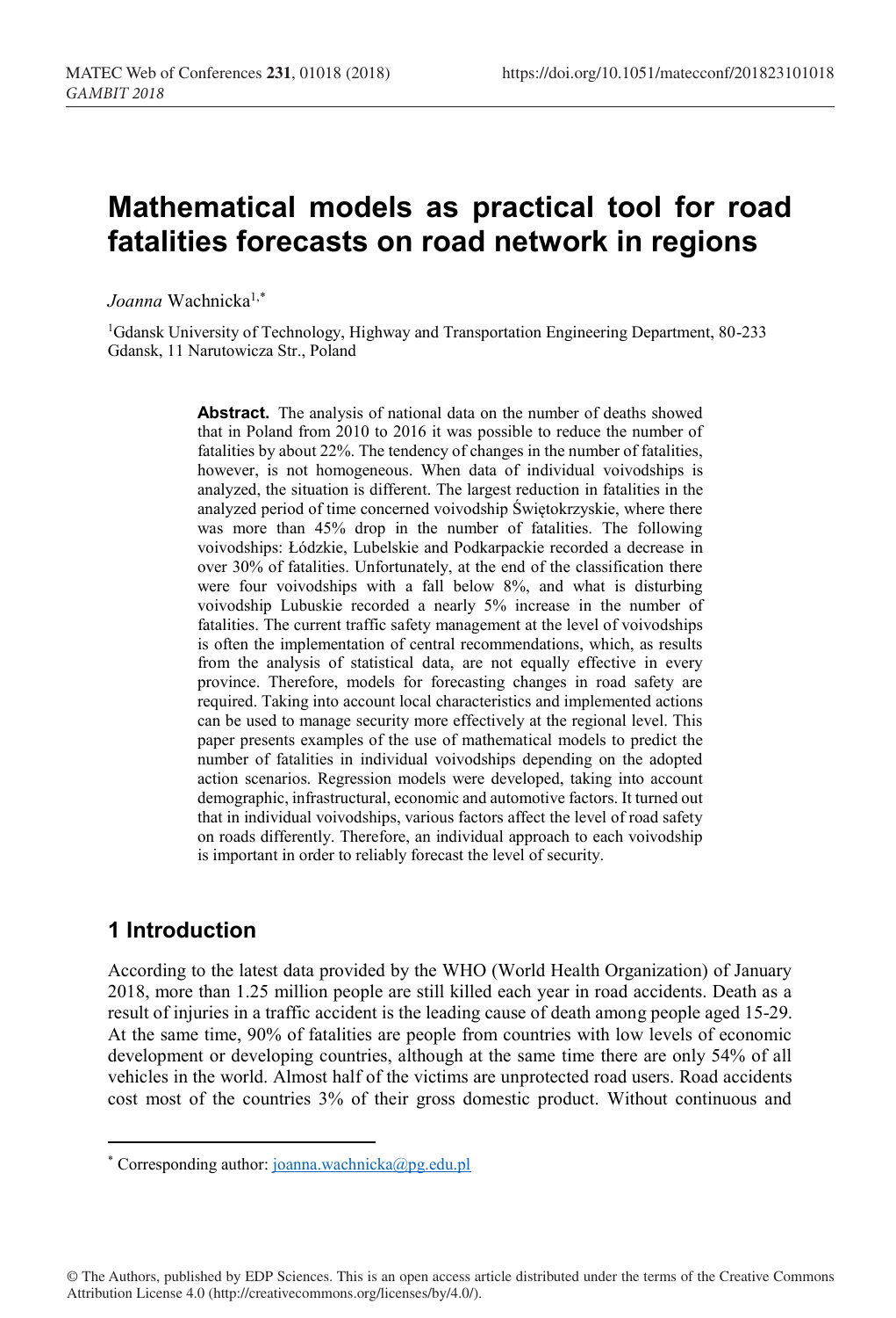# Mathematical models as practical tool for road fatalities forecasts on road network in regions

*Joanna* Wachnicka[1,*]

[1]Gdansk University of Technology, Highway and Transportation Engineering Department, 80-233 Gdansk, 11 Narutowicza Str., Poland

**Abstract.** The analysis of national data on the number of deaths showed that in Poland from 2010 to 2016 it was possible to reduce the number of fatalities by about 22%. The tendency of changes in the number of fatalities, however, is not homogeneous. When data of individual voivodships is analyzed, the situation is different. The largest reduction in fatalities in the analyzed period of time concerned voivodship Świętokrzyskie, where there was more than 45% drop in the number of fatalities. The following voivodships: Łódzkie, Lubelskie and Podkarpackie recorded a decrease in over 30% of fatalities. Unfortunately, at the end of the classification there were four voivodships with a fall below 8%, and what is disturbing voivodship Lubuskie recorded a nearly 5% increase in the number of fatalities. The current traffic safety management at the level of voivodships is often the implementation of central recommendations, which, as results from the analysis of statistical data, are not equally effective in every province. Therefore, models for forecasting changes in road safety are required. Taking into account local characteristics and implemented actions can be used to manage security more effectively at the regional level. This paper presents examples of the use of mathematical models to predict the number of fatalities in individual voivodships depending on the adopted action scenarios. Regression models were developed, taking into account demographic, infrastructural, economic and automotive factors. It turned out that in individual voivodships, various factors affect the level of road safety on roads differently. Therefore, an individual approach to each voivodship is important in order to reliably forecast the level of security.

## 1 Introduction

According to the latest data provided by the WHO (World Health Organization) of January 2018, more than 1.25 million people are still killed each year in road accidents. Death as a result of injuries in a traffic accident is the leading cause of death among people aged 15-29. At the same time, 90% of fatalities are people from countries with low levels of economic development or developing countries, although at the same time there are only 54% of all vehicles in the world. Almost half of the victims are unprotected road users. Road accidents cost most of the countries 3% of their gross domestic product. Without continuous and

[*] Corresponding author: joanna.wachnicka@pg.edu.pl

© The Authors, published by EDP Sciences. This is an open access article distributed under the terms of the Creative Commons Attribution License 4.0 (http://creativecommons.org/licenses/by/4.0/).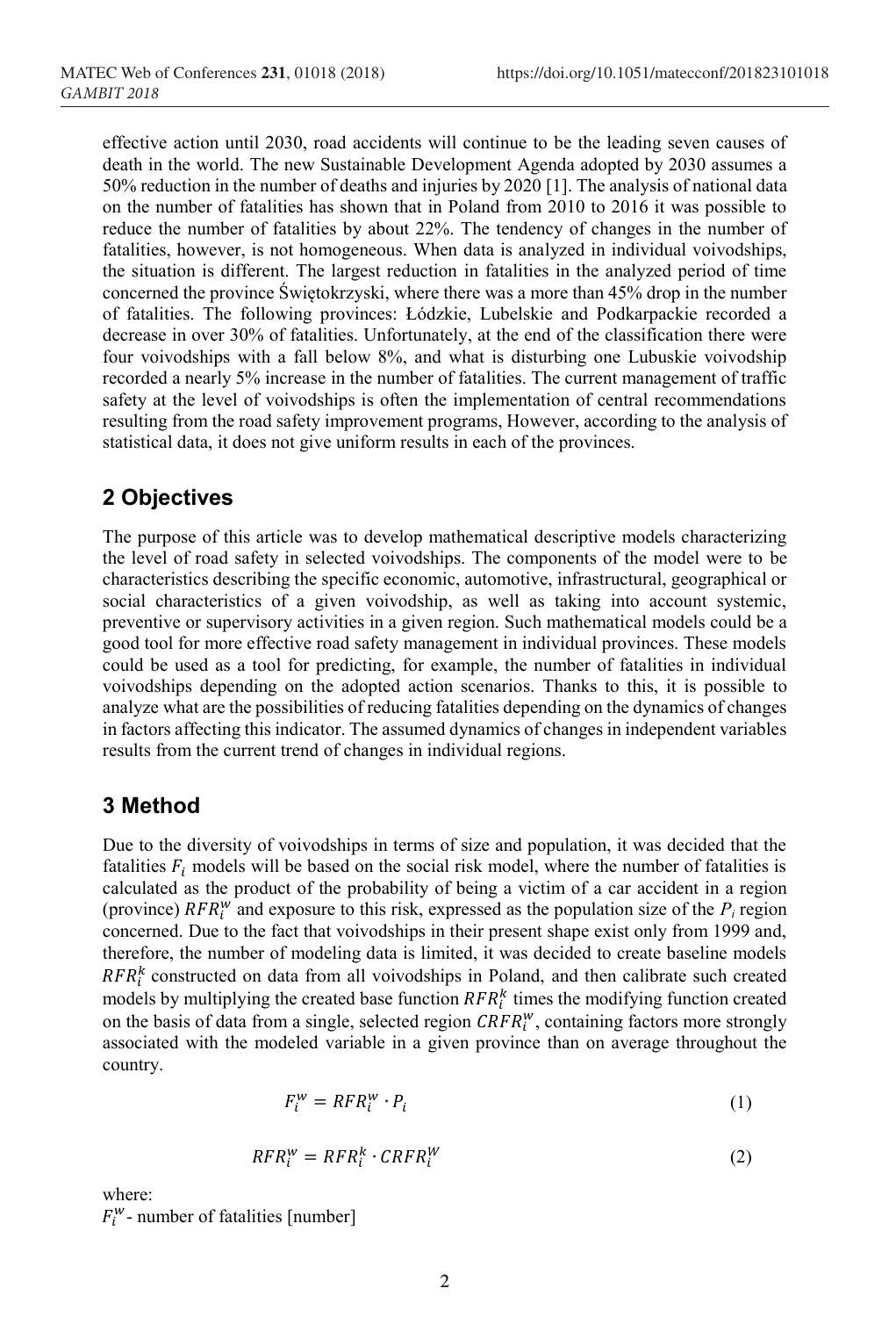effective action until 2030, road accidents will continue to be the leading seven causes of death in the world. The new Sustainable Development Agenda adopted by 2030 assumes a 50% reduction in the number of deaths and injuries by 2020 [1]. The analysis of national data on the number of fatalities has shown that in Poland from 2010 to 2016 it was possible to reduce the number of fatalities by about 22%. The tendency of changes in the number of fatalities, however, is not homogeneous. When data is analyzed in individual voivodships, the situation is different. The largest reduction in fatalities in the analyzed period of time concerned the province Świętokrzyski, where there was a more than 45% drop in the number of fatalities. The following provinces: Łódzkie, Lubelskie and Podkarpackie recorded a decrease in over 30% of fatalities. Unfortunately, at the end of the classification there were four voivodships with a fall below 8%, and what is disturbing one Lubuskie voivodship recorded a nearly 5% increase in the number of fatalities. The current management of traffic safety at the level of voivodships is often the implementation of central recommendations resulting from the road safety improvement programs, However, according to the analysis of statistical data, it does not give uniform results in each of the provinces.

## 2 Objectives

The purpose of this article was to develop mathematical descriptive models characterizing the level of road safety in selected voivodships. The components of the model were to be characteristics describing the specific economic, automotive, infrastructural, geographical or social characteristics of a given voivodship, as well as taking into account systemic, preventive or supervisory activities in a given region. Such mathematical models could be a good tool for more effective road safety management in individual provinces. These models could be used as a tool for predicting, for example, the number of fatalities in individual voivodships depending on the adopted action scenarios. Thanks to this, it is possible to analyze what are the possibilities of reducing fatalities depending on the dynamics of changes in factors affecting this indicator. The assumed dynamics of changes in independent variables results from the current trend of changes in individual regions.

## 3 Method

Due to the diversity of voivodships in terms of size and population, it was decided that the fatalities $F_i$ models will be based on the social risk model, where the number of fatalities is calculated as the product of the probability of being a victim of a car accident in a region (province) $RFR_i^w$ and exposure to this risk, expressed as the population size of the $P_i$ region concerned. Due to the fact that voivodships in their present shape exist only from 1999 and, therefore, the number of modeling data is limited, it was decided to create baseline models $RFR_i^k$ constructed on data from all voivodships in Poland, and then calibrate such created models by multiplying the created base function $RFR_i^k$ times the modifying function created on the basis of data from a single, selected region $CRFR_i^w$, containing factors more strongly associated with the modeled variable in a given province than on average throughout the country.

$$F_i^w = RFR_i^w \cdot P_i \tag{1}$$

$$RFR_i^w = RFR_i^k \cdot CRFR_i^W \tag{2}$$

where:

$F_i^w$ - number of fatalities [number]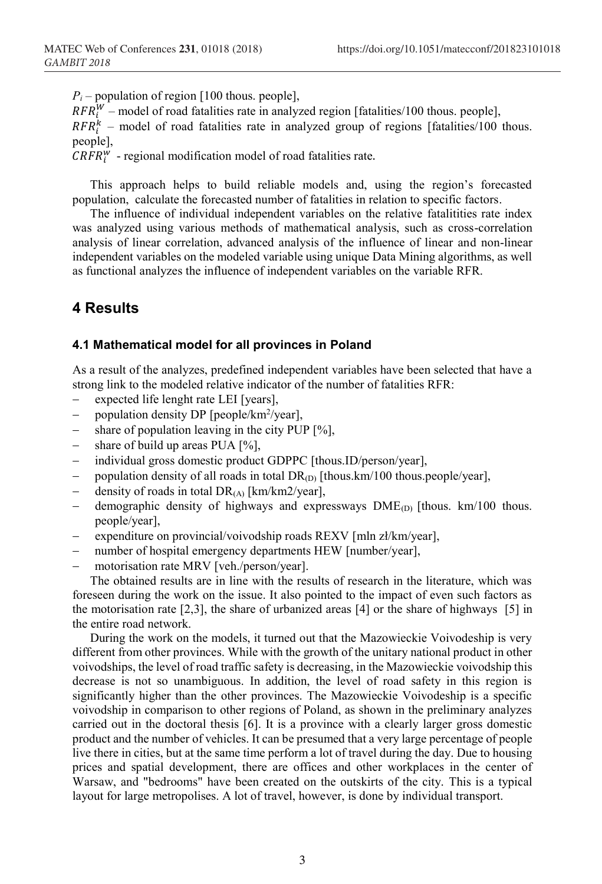$P_i$ – population of region [100 thous. people],

$RFR_i^W$ – model of road fatalities rate in analyzed region [fatalities/100 thous. people],

$RFR_i^k$ – model of road fatalities rate in analyzed group of regions [fatalities/100 thous. people],

$CRFR_i^w$ - regional modification model of road fatalities rate.

This approach helps to build reliable models and, using the region's forecasted population, calculate the forecasted number of fatalities in relation to specific factors.

The influence of individual independent variables on the relative fatalitities rate index was analyzed using various methods of mathematical analysis, such as cross-correlation analysis of linear correlation, advanced analysis of the influence of linear and non-linear independent variables on the modeled variable using unique Data Mining algorithms, as well as functional analyzes the influence of independent variables on the variable RFR.

# 4 Results

## 4.1 Mathematical model for all provinces in Poland

As a result of the analyzes, predefined independent variables have been selected that have a strong link to the modeled relative indicator of the number of fatalities RFR:

- expected life lenght rate LEI [years],
- population density DP [people/km$^2$/year],
- share of population leaving in the city PUP [%],
- share of build up areas PUA [%],
- individual gross domestic product GDPPC [thous.ID/person/year],
- population density of all roads in total $DR_{(D)}$ [thous.km/100 thous.people/year],
- density of roads in total $DR_{(A)}$ [km/km2/year],
- demographic density of highways and expressways $DME_{(D)}$ [thous. km/100 thous. people/year],
- expenditure on provincial/voivodship roads REXV [mln zł/km/year],
- number of hospital emergency departments HEW [number/year],
- motorisation rate MRV [veh./person/year].

The obtained results are in line with the results of research in the literature, which was foreseen during the work on the issue. It also pointed to the impact of even such factors as the motorisation rate [2,3], the share of urbanized areas [4] or the share of highways [5] in the entire road network.

During the work on the models, it turned out that the Mazowieckie Voivodeship is very different from other provinces. While with the growth of the unitary national product in other voivodships, the level of road traffic safety is decreasing, in the Mazowieckie voivodship this decrease is not so unambiguous. In addition, the level of road safety in this region is significantly higher than the other provinces. The Mazowieckie Voivodeship is a specific voivodship in comparison to other regions of Poland, as shown in the preliminary analyzes carried out in the doctoral thesis [6]. It is a province with a clearly larger gross domestic product and the number of vehicles. It can be presumed that a very large percentage of people live there in cities, but at the same time perform a lot of travel during the day. Due to housing prices and spatial development, there are offices and other workplaces in the center of Warsaw, and "bedrooms" have been created on the outskirts of the city. This is a typical layout for large metropolises. A lot of travel, however, is done by individual transport.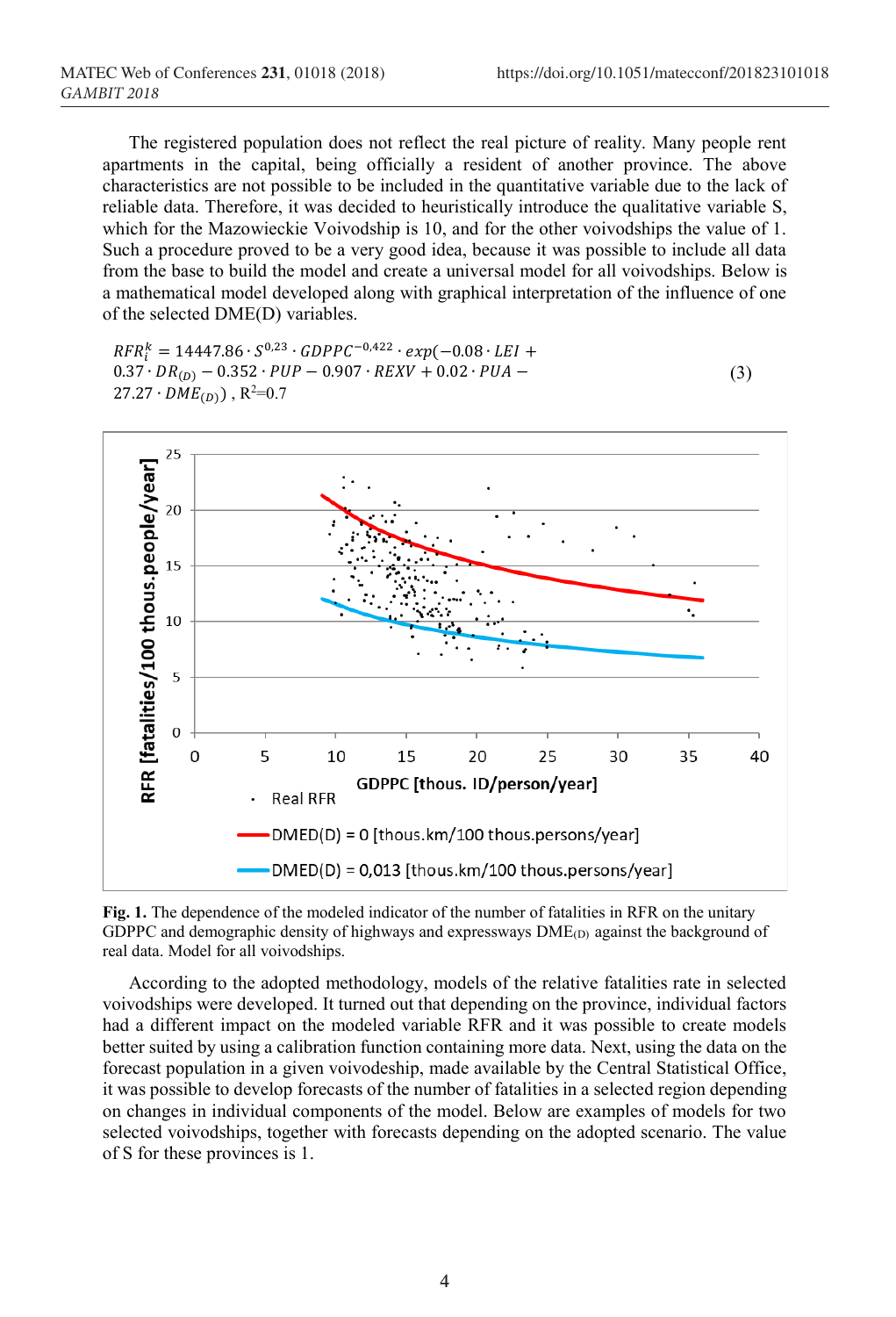The registered population does not reflect the real picture of reality. Many people rent apartments in the capital, being officially a resident of another province. The above characteristics are not possible to be included in the quantitative variable due to the lack of reliable data. Therefore, it was decided to heuristically introduce the qualitative variable S, which for the Mazowieckie Voivodship is 10, and for the other voivodships the value of 1. Such a procedure proved to be a very good idea, because it was possible to include all data from the base to build the model and create a universal model for all voivodships. Below is a mathematical model developed along with graphical interpretation of the influence of one of the selected DME(D) variables.

$$RFR_i^k = 14447.86 \cdot S^{0.23} \cdot GDPPC^{-0.422} \cdot exp(-0.08 \cdot LEI + 0.37 \cdot DR_{(D)} - 0.352 \cdot PUP - 0.907 \cdot REXV + 0.02 \cdot PUA - 27.27 \cdot DME_{(D)}) \text{ , } R^2=0.7 \quad (3)$$

**Fig. 1.** The dependence of the modeled indicator of the number of fatalities in RFR on the unitary GDPPC and demographic density of highways and expressways $DME_{(D)}$ against the background of real data. Model for all voivodships.

According to the adopted methodology, models of the relative fatalities rate in selected voivodships were developed. It turned out that depending on the province, individual factors had a different impact on the modeled variable RFR and it was possible to create models better suited by using a calibration function containing more data. Next, using the data on the forecast population in a given voivodeship, made available by the Central Statistical Office, it was possible to develop forecasts of the number of fatalities in a selected region depending on changes in individual components of the model. Below are examples of models for two selected voivodships, together with forecasts depending on the adopted scenario. The value of S for these provinces is 1.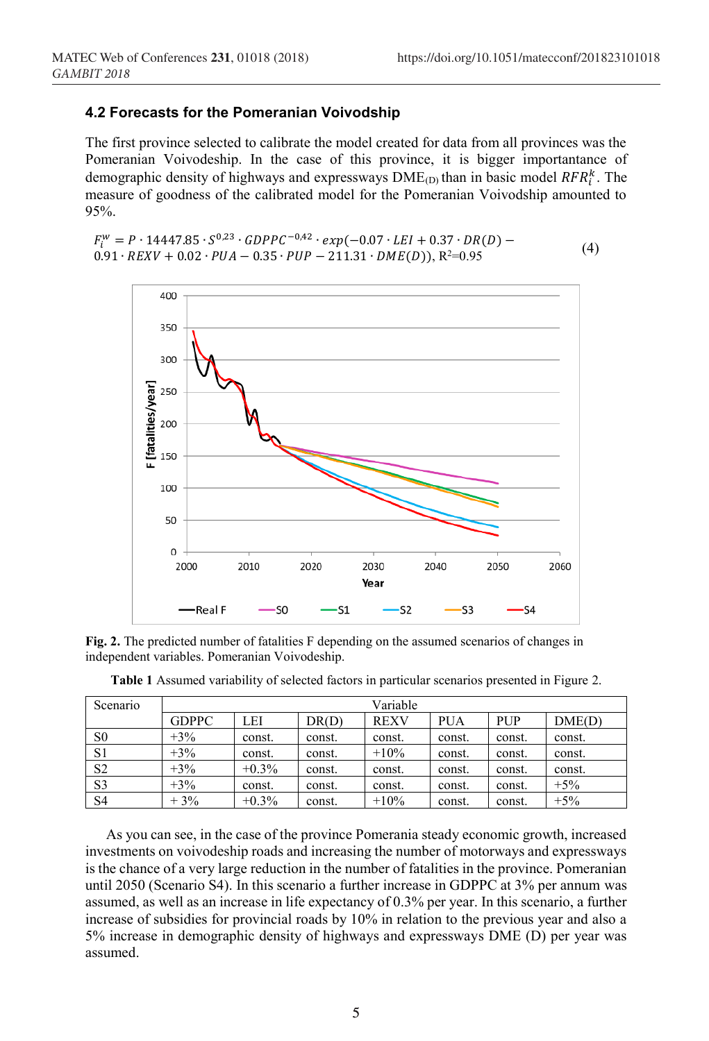### 4.2 Forecasts for the Pomeranian Voivodship

The first province selected to calibrate the model created for data from all provinces was the Pomeranian Voivodeship. In the case of this province, it is bigger importantance of demographic density of highways and expressways $DME_{(D)}$ than in basic model $RFR_i^k$. The measure of goodness of the calibrated model for the Pomeranian Voivodship amounted to 95%.

$$F_i^w = P \cdot 14447.85 \cdot S^{0.23} \cdot GDPPC^{-0.42} \cdot exp(-0.07 \cdot LEI + 0.37 \cdot DR(D) - 0.91 \cdot REXV + 0.02 \cdot PUA - 0.35 \cdot PUP - 211.31 \cdot DME(D)), \; R^2 = 0.95 \tag{4}$$

**Fig. 2.** The predicted number of fatalities F depending on the assumed scenarios of changes in independent variables. Pomeranian Voivodeship.

**Table 1** Assumed variability of selected factors in particular scenarios presented in Figure 2.

| Scenario | Variable | | | | | | |
|---|---|---|---|---|---|---|---|
| | GDPPC | LEI | DR(D) | REXV | PUA | PUP | DME(D) |
| S0 | +3% | const. | const. | const. | const. | const. | const. |
| S1 | +3% | const. | const. | +10% | const. | const. | const. |
| S2 | +3% | +0.3% | const. | const. | const. | const. | const. |
| S3 | +3% | const. | const. | const. | const. | const. | +5% |
| S4 | + 3% | +0.3% | const. | +10% | const. | const. | +5% |

As you can see, in the case of the province Pomerania steady economic growth, increased investments on voivodeship roads and increasing the number of motorways and expressways is the chance of a very large reduction in the number of fatalities in the province. Pomeranian until 2050 (Scenario S4). In this scenario a further increase in GDPPC at 3% per annum was assumed, as well as an increase in life expectancy of 0.3% per year. In this scenario, a further increase of subsidies for provincial roads by 10% in relation to the previous year and also a 5% increase in demographic density of highways and expressways DME (D) per year was assumed.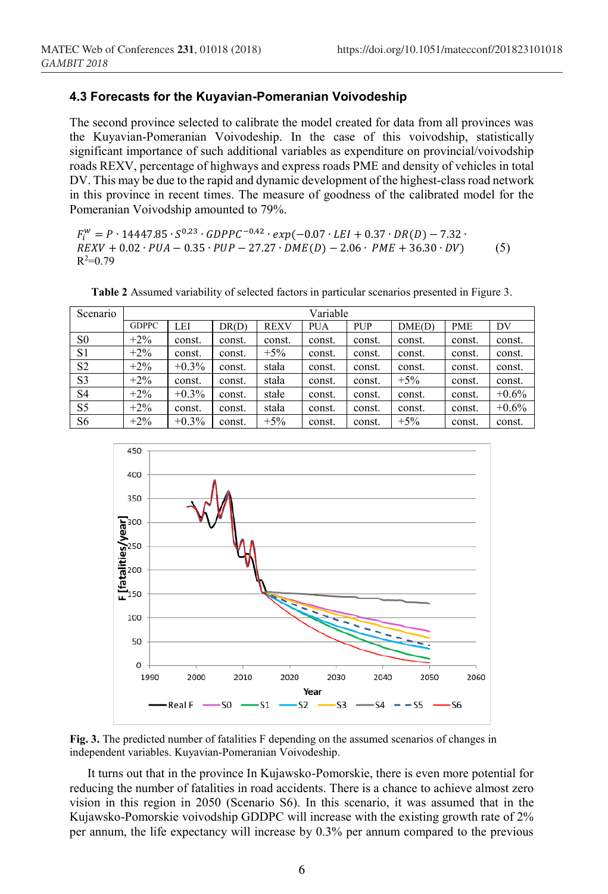### 4.3 Forecasts for the Kuyavian-Pomeranian Voivodeship

The second province selected to calibrate the model created for data from all provinces was the Kuyavian-Pomeranian Voivodeship. In the case of this voivodship, statistically significant importance of such additional variables as expenditure on provincial/voivodship roads REXV, percentage of highways and express roads PME and density of vehicles in total DV. This may be due to the rapid and dynamic development of the highest-class road network in this province in recent times. The measure of goodness of the calibrated model for the Pomeranian Voivodship amounted to 79%.

$$F_i^w = P \cdot 14447.85 \cdot S^{0.23} \cdot GDPPC^{-0.42} \cdot exp(-0.07 \cdot LEI + 0.37 \cdot DR(D) - 7.32 \cdot REXV + 0.02 \cdot PUA - 0.35 \cdot PUP - 27.27 \cdot DME(D) - 2.06 \cdot PME + 36.30 \cdot DV) \quad (5)$$

$R^2$=0.79

**Table 2** Assumed variability of selected factors in particular scenarios presented in Figure 3.

| Scenario | Variable | | | | | | | | |
|---|---|---|---|---|---|---|---|---|---|
| | GDPPC | LEI | DR(D) | REXV | PUA | PUP | DME(D) | PME | DV |
| S0 | +2% | const. | const. | const. | const. | const. | const. | const. | const. |
| S1 | +2% | const. | const. | +5% | const. | const. | const. | const. | const. |
| S2 | +2% | +0.3% | const. | stała | const. | const. | const. | const. | const. |
| S3 | +2% | const. | const. | stała | const. | const. | +5% | const. | const. |
| S4 | +2% | +0.3% | const. | stałe | const. | const. | const. | const. | +0.6% |
| S5 | +2% | const. | const. | stała | const. | const. | const. | const. | +0.6% |
| S6 | +2% | +0.3% | const. | +5% | const. | const. | +5% | const. | const. |

**Fig. 3.** The predicted number of fatalities F depending on the assumed scenarios of changes in independent variables. Kuyavian-Pomeranian Voivodeship.

It turns out that in the province In Kujawsko-Pomorskie, there is even more potential for reducing the number of fatalities in road accidents. There is a chance to achieve almost zero vision in this region in 2050 (Scenario S6). In this scenario, it was assumed that in the Kujawsko-Pomorskie voivodship GDDPC will increase with the existing growth rate of 2% per annum, the life expectancy will increase by 0.3% per annum compared to the previous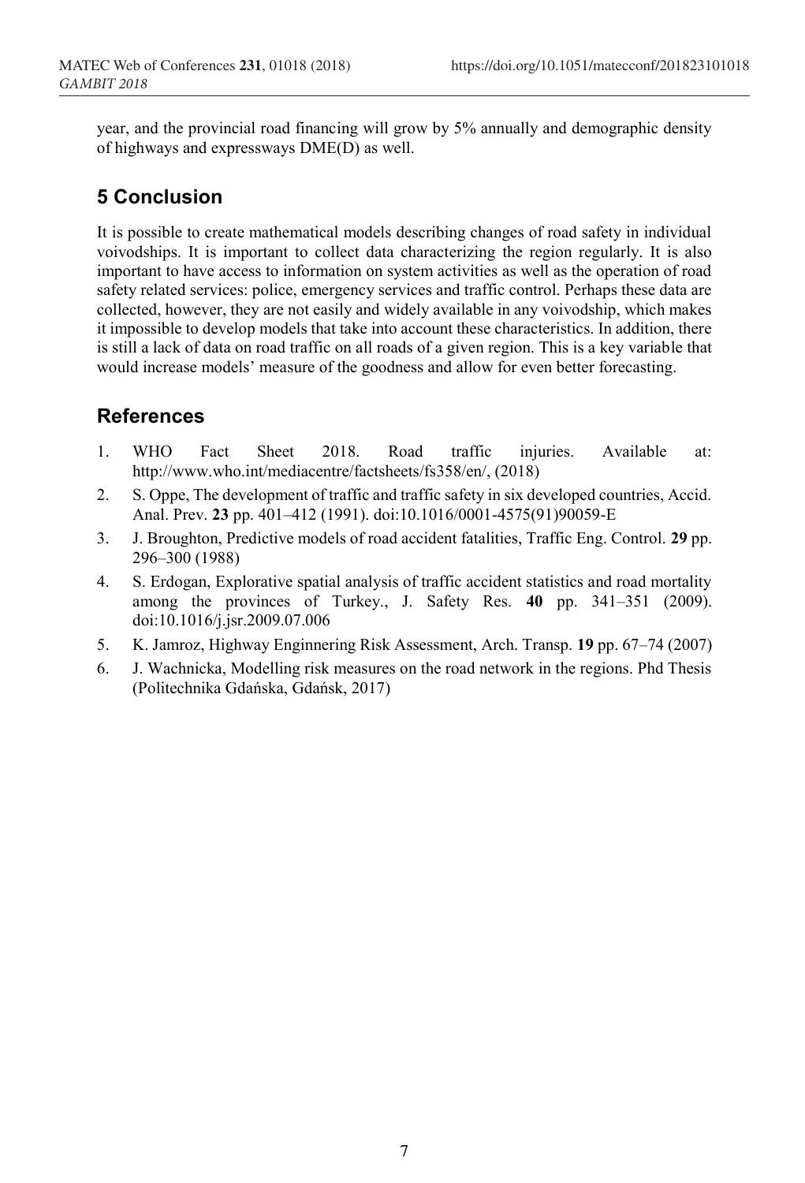year, and the provincial road financing will grow by 5% annually and demographic density of highways and expressways DME(D) as well.

## 5 Conclusion

It is possible to create mathematical models describing changes of road safety in individual voivodships. It is important to collect data characterizing the region regularly. It is also important to have access to information on system activities as well as the operation of road safety related services: police, emergency services and traffic control. Perhaps these data are collected, however, they are not easily and widely available in any voivodship, which makes it impossible to develop models that take into account these characteristics. In addition, there is still a lack of data on road traffic on all roads of a given region. This is a key variable that would increase models' measure of the goodness and allow for even better forecasting.

## References

1. WHO Fact Sheet 2018. Road traffic injuries. Available at: http://www.who.int/mediacentre/factsheets/fs358/en/, (2018)
2. S. Oppe, The development of traffic and traffic safety in six developed countries, Accid. Anal. Prev. **23** pp. 401–412 (1991). doi:10.1016/0001-4575(91)90059-E
3. J. Broughton, Predictive models of road accident fatalities, Traffic Eng. Control. **29** pp. 296–300 (1988)
4. S. Erdogan, Explorative spatial analysis of traffic accident statistics and road mortality among the provinces of Turkey., J. Safety Res. **40** pp. 341–351 (2009). doi:10.1016/j.jsr.2009.07.006
5. K. Jamroz, Highway Enginnering Risk Assessment, Arch. Transp. **19** pp. 67–74 (2007)
6. J. Wachnicka, Modelling risk measures on the road network in the regions. Phd Thesis (Politechnika Gdańska, Gdańsk, 2017)